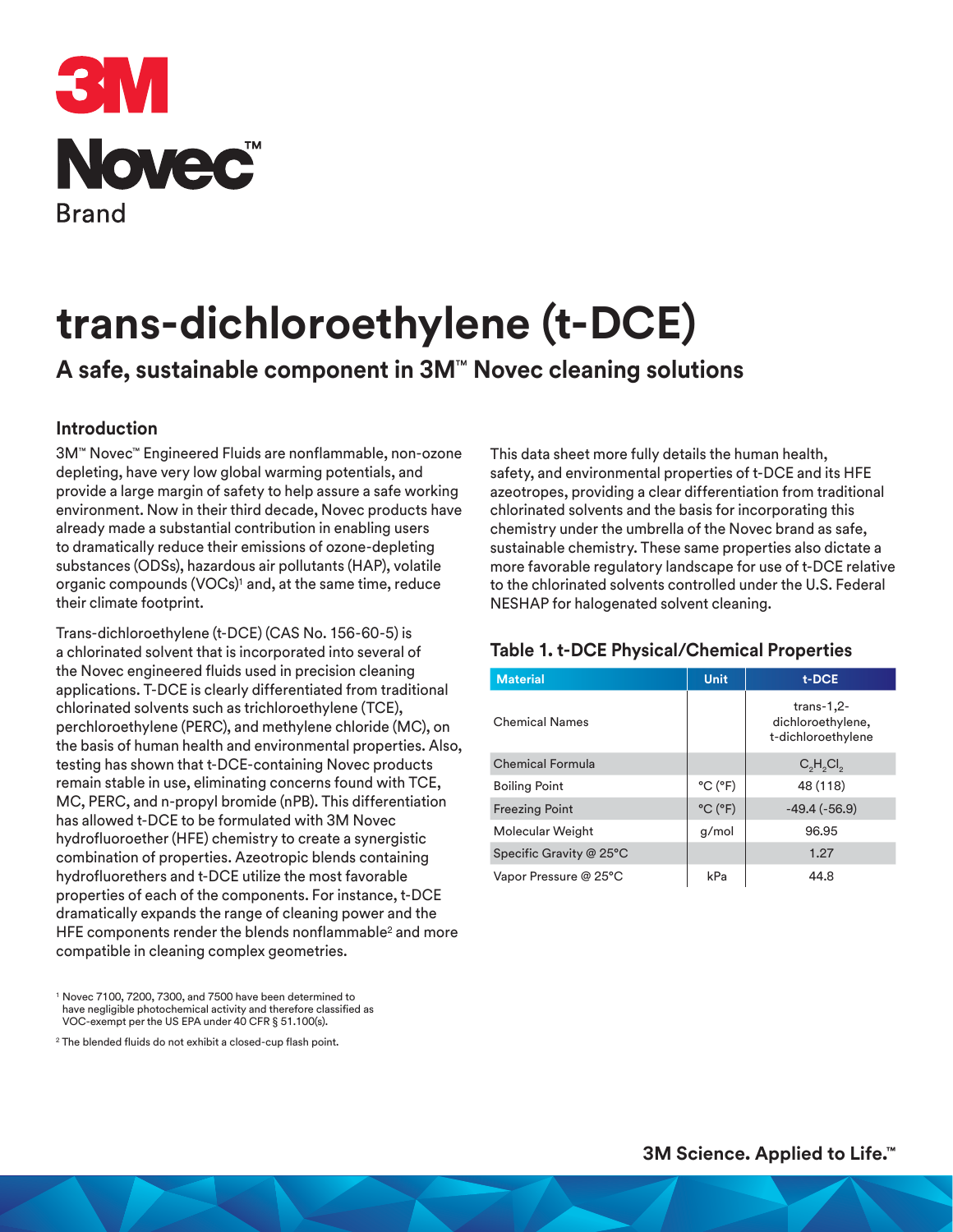3M

Novec™ Brand

# trans-dichloroethylene (t-DCE)

## A safe, sustainable component in 3M™ Novec cleaning solutions

### Introduction

3M™ Novec™ Engineered Fluids are nonflammable, non-ozone depleting, have very low global warming potentials, and provide a large margin of safety to help assure a safe working environment. Now in their third decade, Novec products have already made a substantial contribution in enabling users to dramatically reduce their emissions of ozone-depleting substances (ODSs), hazardous air pollutants (HAP), volatile organic compounds (VOCs)[1] and, at the same time, reduce their climate footprint.

Trans-dichloroethylene (t-DCE) (CAS No. 156-60-5) is a chlorinated solvent that is incorporated into several of the Novec engineered fluids used in precision cleaning applications. T-DCE is clearly differentiated from traditional chlorinated solvents such as trichloroethylene (TCE), perchloroethylene (PERC), and methylene chloride (MC), on the basis of human health and environmental properties. Also, testing has shown that t-DCE-containing Novec products remain stable in use, eliminating concerns found with TCE, MC, PERC, and n-propyl bromide (nPB). This differentiation has allowed t-DCE to be formulated with 3M Novec hydrofluoroether (HFE) chemistry to create a synergistic combination of properties. Azeotropic blends containing hydrofluorethers and t-DCE utilize the most favorable properties of each of the components. For instance, t-DCE dramatically expands the range of cleaning power and the HFE components render the blends nonflammable[2] and more compatible in cleaning complex geometries.

This data sheet more fully details the human health, safety, and environmental properties of t-DCE and its HFE azeotropes, providing a clear differentiation from traditional chlorinated solvents and the basis for incorporating this chemistry under the umbrella of the Novec brand as safe, sustainable chemistry. These same properties also dictate a more favorable regulatory landscape for use of t-DCE relative to the chlorinated solvents controlled under the U.S. Federal NESHAP for halogenated solvent cleaning.

### Table 1. t-DCE Physical/Chemical Properties

| Material | Unit | t-DCE |
|---|---|---|
| Chemical Names | | trans-1,2-dichloroethylene, t-dichloroethylene |
| Chemical Formula | | $C_2H_2Cl_2$ |
| Boiling Point | °C (°F) | 48 (118) |
| Freezing Point | °C (°F) | -49.4 (-56.9) |
| Molecular Weight | g/mol | 96.95 |
| Specific Gravity @ 25°C | | 1.27 |
| Vapor Pressure @ 25°C | kPa | 44.8 |

[1] Novec 7100, 7200, 7300, and 7500 have been determined to have negligible photochemical activity and therefore classified as VOC-exempt per the US EPA under 40 CFR § 51.100(s).

[2] The blended fluids do not exhibit a closed-cup flash point.

3M Science. Applied to Life.™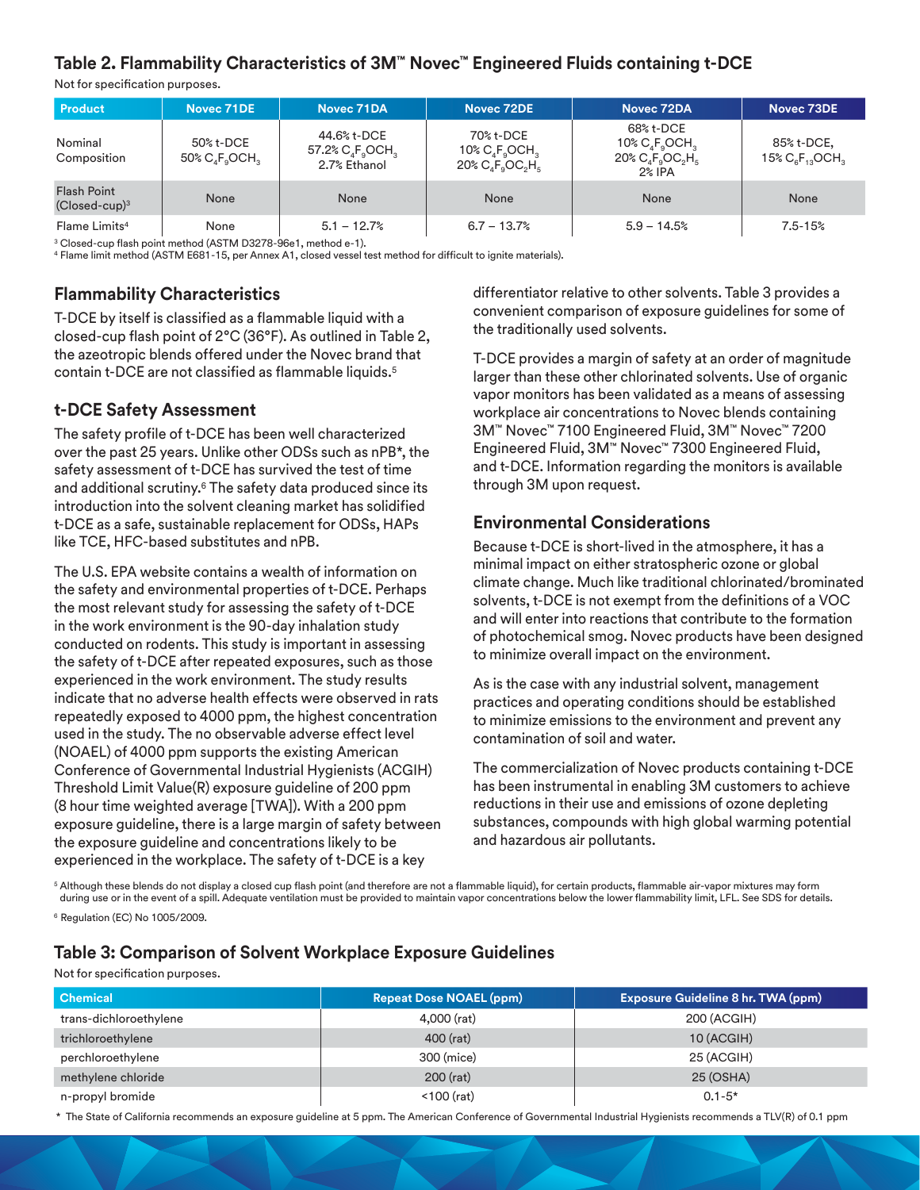## Table 2. Flammability Characteristics of 3M™ Novec™ Engineered Fluids containing t-DCE

Not for specification purposes.

| Product | Novec 71DE | Novec 71DA | Novec 72DE | Novec 72DA | Novec 73DE |
|---|---|---|---|---|---|
| Nominal Composition | 50% t-DCE 50% $C_4F_9OCH_3$ | 44.6% t-DCE 57.2% $C_4F_9OCH_3$ 2.7% Ethanol | 70% t-DCE 10% $C_4F_9OCH_3$ 20% $C_4F_9OC_2H_5$ | 68% t-DCE 10% $C_4F_9OCH_3$ 20% $C_4F_9OC_2H_5$ 2% IPA | 85% t-DCE, 15% $C_6F_{13}OCH_3$ |
| Flash Point (Closed-cup)[3] | None | None | None | None | None |
| Flame Limits[4] | None | 5.1 – 12.7% | 6.7 – 13.7% | 5.9 – 14.5% | 7.5-15% |

[3] Closed-cup flash point method (ASTM D3278-96e1, method e-1).
[4] Flame limit method (ASTM E681-15, per Annex A1, closed vessel test method for difficult to ignite materials).

### Flammability Characteristics

T-DCE by itself is classified as a flammable liquid with a closed-cup flash point of 2°C (36°F). As outlined in Table 2, the azeotropic blends offered under the Novec brand that contain t-DCE are not classified as flammable liquids.[5]

### t-DCE Safety Assessment

The safety profile of t-DCE has been well characterized over the past 25 years. Unlike other ODSs such as nPB*, the safety assessment of t-DCE has survived the test of time and additional scrutiny.[6] The safety data produced since its introduction into the solvent cleaning market has solidified t-DCE as a safe, sustainable replacement for ODSs, HAPs like TCE, HFC-based substitutes and nPB.

The U.S. EPA website contains a wealth of information on the safety and environmental properties of t-DCE. Perhaps the most relevant study for assessing the safety of t-DCE in the work environment is the 90-day inhalation study conducted on rodents. This study is important in assessing the safety of t-DCE after repeated exposures, such as those experienced in the work environment. The study results indicate that no adverse health effects were observed in rats repeatedly exposed to 4000 ppm, the highest concentration used in the study. The no observable adverse effect level (NOAEL) of 4000 ppm supports the existing American Conference of Governmental Industrial Hygienists (ACGIH) Threshold Limit Value(R) exposure guideline of 200 ppm (8 hour time weighted average [TWA]). With a 200 ppm exposure guideline, there is a large margin of safety between the exposure guideline and concentrations likely to be experienced in the workplace. The safety of t-DCE is a key differentiator relative to other solvents. Table 3 provides a convenient comparison of exposure guidelines for some of the traditionally used solvents.

T-DCE provides a margin of safety at an order of magnitude larger than these other chlorinated solvents. Use of organic vapor monitors has been validated as a means of assessing workplace air concentrations to Novec blends containing 3M™ Novec™ 7100 Engineered Fluid, 3M™ Novec™ 7200 Engineered Fluid, 3M™ Novec™ 7300 Engineered Fluid, and t-DCE. Information regarding the monitors is available through 3M upon request.

### Environmental Considerations

Because t-DCE is short-lived in the atmosphere, it has a minimal impact on either stratospheric ozone or global climate change. Much like traditional chlorinated/brominated solvents, t-DCE is not exempt from the definitions of a VOC and will enter into reactions that contribute to the formation of photochemical smog. Novec products have been designed to minimize overall impact on the environment.

As is the case with any industrial solvent, management practices and operating conditions should be established to minimize emissions to the environment and prevent any contamination of soil and water.

The commercialization of Novec products containing t-DCE has been instrumental in enabling 3M customers to achieve reductions in their use and emissions of ozone depleting substances, compounds with high global warming potential and hazardous air pollutants.

[5] Although these blends do not display a closed cup flash point (and therefore are not a flammable liquid), for certain products, flammable air-vapor mixtures may form during use or in the event of a spill. Adequate ventilation must be provided to maintain vapor concentrations below the lower flammability limit, LFL. See SDS for details.

[6] Regulation (EC) No 1005/2009.

## Table 3: Comparison of Solvent Workplace Exposure Guidelines

Not for specification purposes.

| Chemical | Repeat Dose NOAEL (ppm) | Exposure Guideline 8 hr. TWA (ppm) |
|---|---|---|
| trans-dichloroethylene | 4,000 (rat) | 200 (ACGIH) |
| trichloroethylene | 400 (rat) | 10 (ACGIH) |
| perchloroethylene | 300 (mice) | 25 (ACGIH) |
| methylene chloride | 200 (rat) | 25 (OSHA) |
| n-propyl bromide | <100 (rat) | 0.1-5* |

\* The State of California recommends an exposure guideline at 5 ppm. The American Conference of Governmental Industrial Hygienists recommends a TLV(R) of 0.1 ppm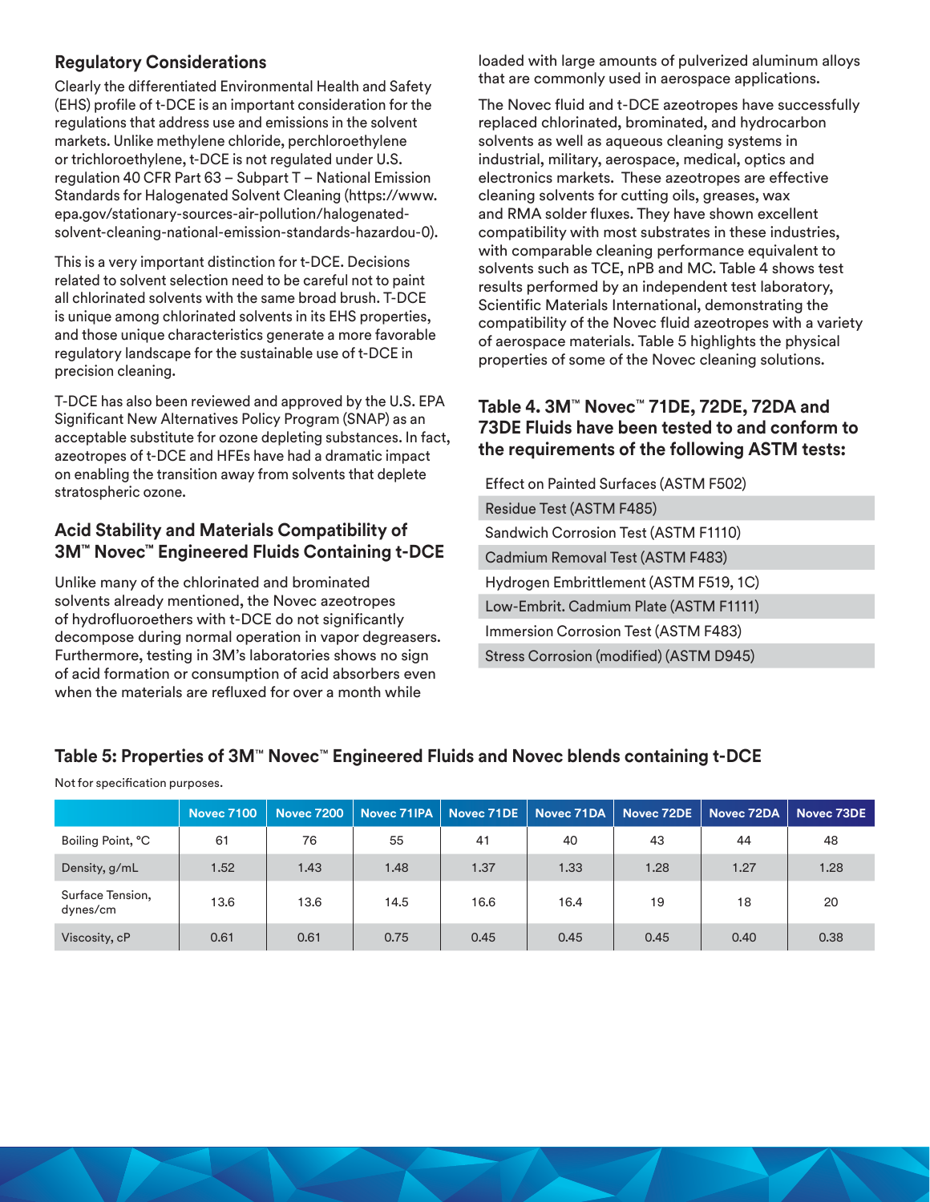## Regulatory Considerations

Clearly the differentiated Environmental Health and Safety (EHS) profile of t-DCE is an important consideration for the regulations that address use and emissions in the solvent markets. Unlike methylene chloride, perchloroethylene or trichloroethylene, t-DCE is not regulated under U.S. regulation 40 CFR Part 63 – Subpart T – National Emission Standards for Halogenated Solvent Cleaning (https://www.epa.gov/stationary-sources-air-pollution/halogenated-solvent-cleaning-national-emission-standards-hazardou-0).

This is a very important distinction for t-DCE. Decisions related to solvent selection need to be careful not to paint all chlorinated solvents with the same broad brush. T-DCE is unique among chlorinated solvents in its EHS properties, and those unique characteristics generate a more favorable regulatory landscape for the sustainable use of t-DCE in precision cleaning.

T-DCE has also been reviewed and approved by the U.S. EPA Significant New Alternatives Policy Program (SNAP) as an acceptable substitute for ozone depleting substances. In fact, azeotropes of t-DCE and HFEs have had a dramatic impact on enabling the transition away from solvents that deplete stratospheric ozone.

## Acid Stability and Materials Compatibility of 3M™ Novec™ Engineered Fluids Containing t-DCE

Unlike many of the chlorinated and brominated solvents already mentioned, the Novec azeotropes of hydrofluoroethers with t-DCE do not significantly decompose during normal operation in vapor degreasers. Furthermore, testing in 3M's laboratories shows no sign of acid formation or consumption of acid absorbers even when the materials are refluxed for over a month while loaded with large amounts of pulverized aluminum alloys that are commonly used in aerospace applications.

The Novec fluid and t-DCE azeotropes have successfully replaced chlorinated, brominated, and hydrocarbon solvents as well as aqueous cleaning systems in industrial, military, aerospace, medical, optics and electronics markets. These azeotropes are effective cleaning solvents for cutting oils, greases, wax and RMA solder fluxes. They have shown excellent compatibility with most substrates in these industries, with comparable cleaning performance equivalent to solvents such as TCE, nPB and MC. Table 4 shows test results performed by an independent test laboratory, Scientific Materials International, demonstrating the compatibility of the Novec fluid azeotropes with a variety of aerospace materials. Table 5 highlights the physical properties of some of the Novec cleaning solutions.

### Table 4. 3M™ Novec™ 71DE, 72DE, 72DA and 73DE Fluids have been tested to and conform to the requirements of the following ASTM tests:

| |
|---|
| Effect on Painted Surfaces (ASTM F502) |
| Residue Test (ASTM F485) |
| Sandwich Corrosion Test (ASTM F1110) |
| Cadmium Removal Test (ASTM F483) |
| Hydrogen Embrittlement (ASTM F519, 1C) |
| Low-Embrit. Cadmium Plate (ASTM F1111) |
| Immersion Corrosion Test (ASTM F483) |
| Stress Corrosion (modified) (ASTM D945) |

### Table 5: Properties of 3M™ Novec™ Engineered Fluids and Novec blends containing t-DCE

Not for specification purposes.

| | Novec 7100 | Novec 7200 | Novec 71IPA | Novec 71DE | Novec 71DA | Novec 72DE | Novec 72DA | Novec 73DE |
|---|---|---|---|---|---|---|---|---|
| Boiling Point, °C | 61 | 76 | 55 | 41 | 40 | 43 | 44 | 48 |
| Density, g/mL | 1.52 | 1.43 | 1.48 | 1.37 | 1.33 | 1.28 | 1.27 | 1.28 |
| Surface Tension, dynes/cm | 13.6 | 13.6 | 14.5 | 16.6 | 16.4 | 19 | 18 | 20 |
| Viscosity, cP | 0.61 | 0.61 | 0.75 | 0.45 | 0.45 | 0.45 | 0.40 | 0.38 |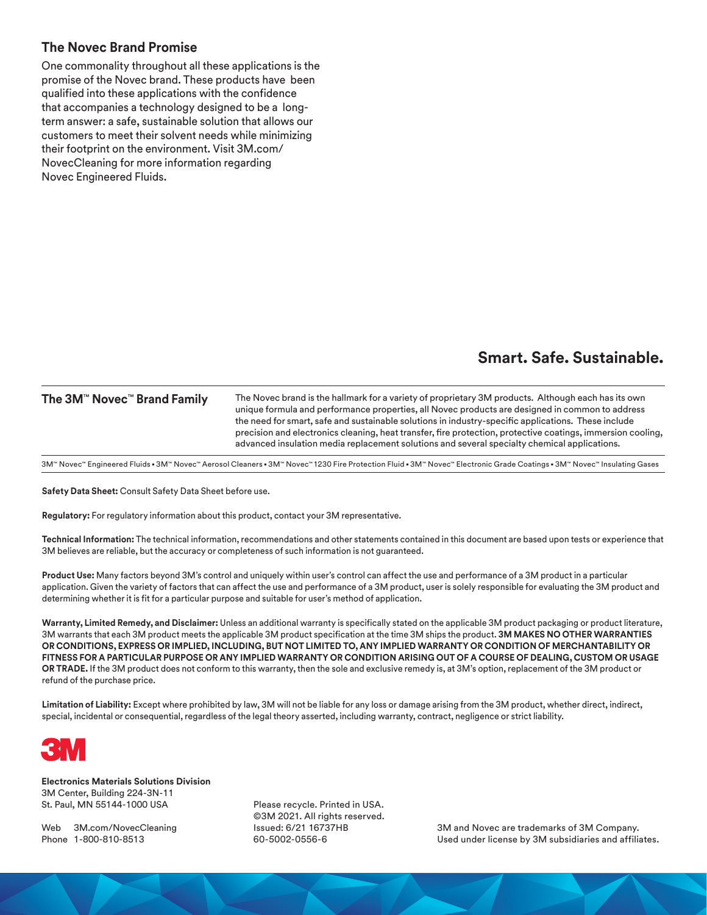## The Novec Brand Promise

One commonality throughout all these applications is the promise of the Novec brand. These products have been qualified into these applications with the confidence that accompanies a technology designed to be a long-term answer: a safe, sustainable solution that allows our customers to meet their solvent needs while minimizing their footprint on the environment. Visit 3M.com/NovecCleaning for more information regarding Novec Engineered Fluids.

## Smart. Safe. Sustainable.

**The 3M™ Novec™ Brand Family**

The Novec brand is the hallmark for a variety of proprietary 3M products. Although each has its own unique formula and performance properties, all Novec products are designed in common to address the need for smart, safe and sustainable solutions in industry-specific applications. These include precision and electronics cleaning, heat transfer, fire protection, protective coatings, immersion cooling, advanced insulation media replacement solutions and several specialty chemical applications.

3M™ Novec™ Engineered Fluids • 3M™ Novec™ Aerosol Cleaners • 3M™ Novec™ 1230 Fire Protection Fluid • 3M™ Novec™ Electronic Grade Coatings • 3M™ Novec™ Insulating Gases

**Safety Data Sheet:** Consult Safety Data Sheet before use.

**Regulatory:** For regulatory information about this product, contact your 3M representative.

**Technical Information:** The technical information, recommendations and other statements contained in this document are based upon tests or experience that 3M believes are reliable, but the accuracy or completeness of such information is not guaranteed.

**Product Use:** Many factors beyond 3M's control and uniquely within user's control can affect the use and performance of a 3M product in a particular application. Given the variety of factors that can affect the use and performance of a 3M product, user is solely responsible for evaluating the 3M product and determining whether it is fit for a particular purpose and suitable for user's method of application.

**Warranty, Limited Remedy, and Disclaimer:** Unless an additional warranty is specifically stated on the applicable 3M product packaging or product literature, 3M warrants that each 3M product meets the applicable 3M product specification at the time 3M ships the product. **3M MAKES NO OTHER WARRANTIES OR CONDITIONS, EXPRESS OR IMPLIED, INCLUDING, BUT NOT LIMITED TO, ANY IMPLIED WARRANTY OR CONDITION OF MERCHANTABILITY OR FITNESS FOR A PARTICULAR PURPOSE OR ANY IMPLIED WARRANTY OR CONDITION ARISING OUT OF A COURSE OF DEALING, CUSTOM OR USAGE OR TRADE.** If the 3M product does not conform to this warranty, then the sole and exclusive remedy is, at 3M's option, replacement of the 3M product or refund of the purchase price.

**Limitation of Liability:** Except where prohibited by law, 3M will not be liable for any loss or damage arising from the 3M product, whether direct, indirect, special, incidental or consequential, regardless of the legal theory asserted, including warranty, contract, negligence or strict liability.

3M

**Electronics Materials Solutions Division**
3M Center, Building 224-3N-11
St. Paul, MN 55144-1000 USA

Web 3M.com/NovecCleaning
Phone 1-800-810-8513

Please recycle. Printed in USA.
©3M 2021. All rights reserved.
Issued: 6/21 16737HB
60-5002-0556-6

3M and Novec are trademarks of 3M Company.
Used under license by 3M subsidiaries and affiliates.